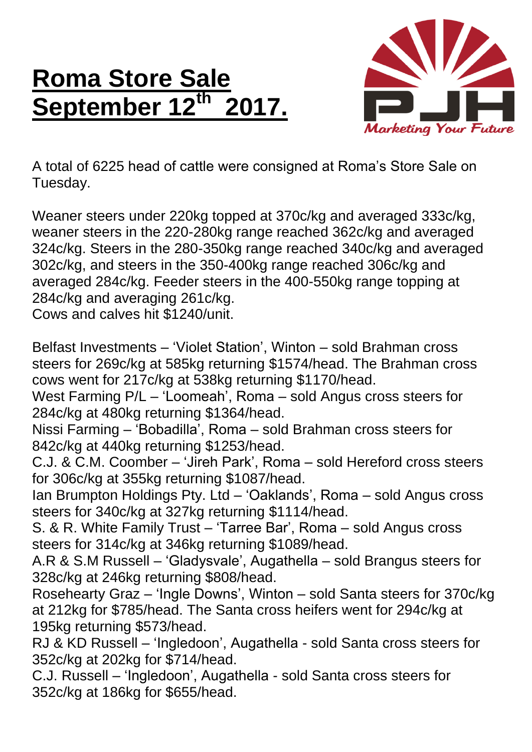# Roma Store Sale September 12th 2017.

A total of 6225 head of cattle were consigned at Roma's Store Sale on Tuesday.

Weaner steers under 220kg topped at 370c/kg and averaged 333c/kg, weaner steers in the 220-280kg range reached 362c/kg and averaged 324c/kg. Steers in the 280-350kg range reached 340c/kg and averaged 302c/kg, and steers in the 350-400kg range reached 306c/kg and averaged 284c/kg. Feeder steers in the 400-550kg range topping at 284c/kg and averaging 261c/kg.
Cows and calves hit $1240/unit.

Belfast Investments – 'Violet Station', Winton – sold Brahman cross steers for 269c/kg at 585kg returning $1574/head. The Brahman cross cows went for 217c/kg at 538kg returning $1170/head.
West Farming P/L – 'Loomeah', Roma – sold Angus cross steers for 284c/kg at 480kg returning $1364/head.
Nissi Farming – 'Bobadilla', Roma – sold Brahman cross steers for 842c/kg at 440kg returning $1253/head.
C.J. & C.M. Coomber – 'Jireh Park', Roma – sold Hereford cross steers for 306c/kg at 355kg returning $1087/head.
Ian Brumpton Holdings Pty. Ltd – 'Oaklands', Roma – sold Angus cross steers for 340c/kg at 327kg returning $1114/head.
S. & R. White Family Trust – 'Tarree Bar', Roma – sold Angus cross steers for 314c/kg at 346kg returning $1089/head.
A.R & S.M Russell – 'Gladysvale', Augathella – sold Brangus steers for 328c/kg at 246kg returning $808/head.
Rosehearty Graz – 'Ingle Downs', Winton – sold Santa steers for 370c/kg at 212kg for $785/head. The Santa cross heifers went for 294c/kg at 195kg returning $573/head.
RJ & KD Russell – 'Ingledoon', Augathella - sold Santa cross steers for 352c/kg at 202kg for $714/head.
C.J. Russell – 'Ingledoon', Augathella - sold Santa cross steers for 352c/kg at 186kg for $655/head.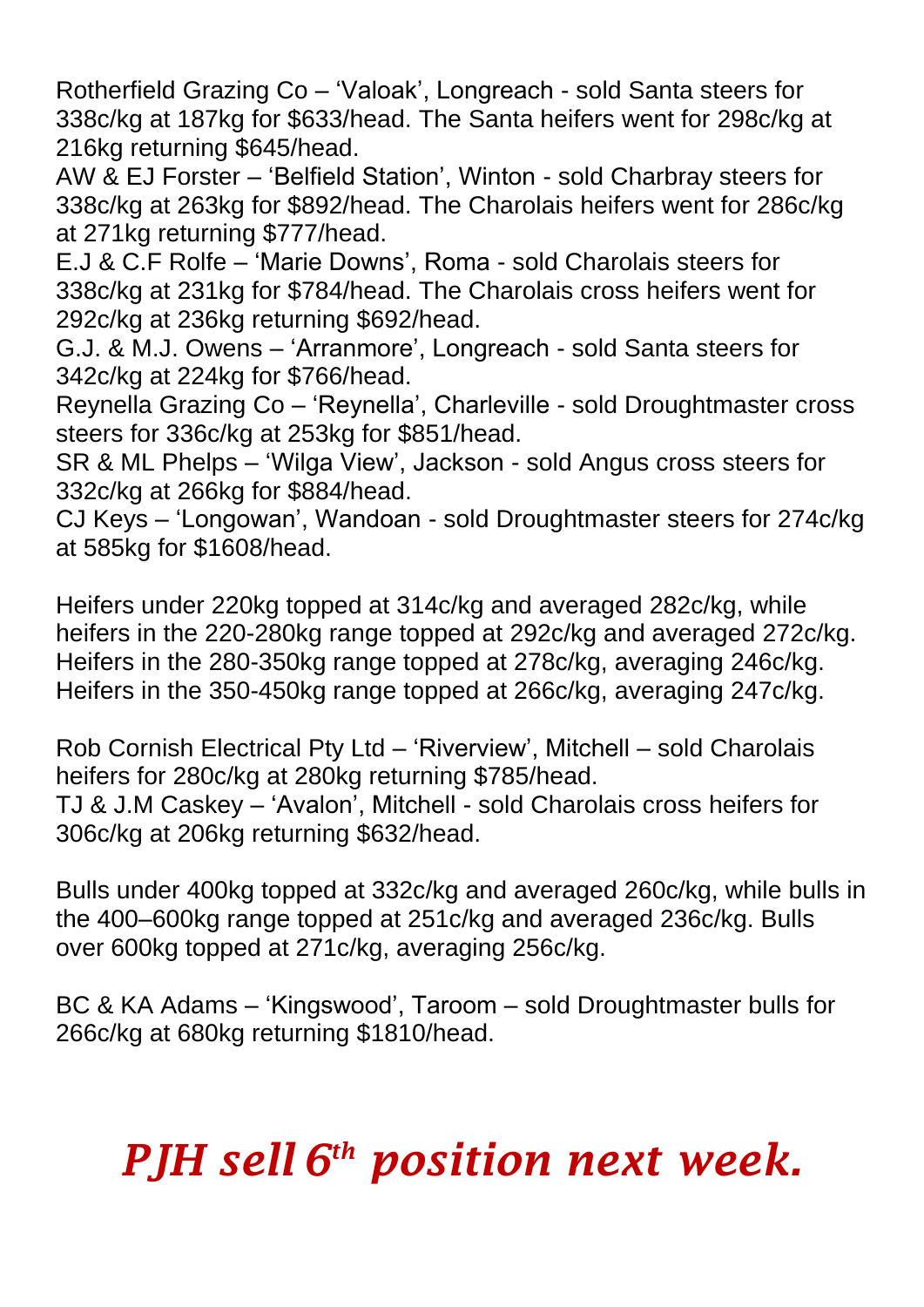Rotherfield Grazing Co – 'Valoak', Longreach - sold Santa steers for 338c/kg at 187kg for $633/head. The Santa heifers went for 298c/kg at 216kg returning $645/head.
AW & EJ Forster – 'Belfield Station', Winton - sold Charbray steers for 338c/kg at 263kg for $892/head. The Charolais heifers went for 286c/kg at 271kg returning $777/head.
E.J & C.F Rolfe – 'Marie Downs', Roma - sold Charolais steers for 338c/kg at 231kg for $784/head. The Charolais cross heifers went for 292c/kg at 236kg returning $692/head.
G.J. & M.J. Owens – 'Arranmore', Longreach - sold Santa steers for 342c/kg at 224kg for $766/head.
Reynella Grazing Co – 'Reynella', Charleville - sold Droughtmaster cross steers for 336c/kg at 253kg for $851/head.
SR & ML Phelps – 'Wilga View', Jackson - sold Angus cross steers for 332c/kg at 266kg for $884/head.
CJ Keys – 'Longowan', Wandoan - sold Droughtmaster steers for 274c/kg at 585kg for $1608/head.

Heifers under 220kg topped at 314c/kg and averaged 282c/kg, while heifers in the 220-280kg range topped at 292c/kg and averaged 272c/kg. Heifers in the 280-350kg range topped at 278c/kg, averaging 246c/kg. Heifers in the 350-450kg range topped at 266c/kg, averaging 247c/kg.

Rob Cornish Electrical Pty Ltd – 'Riverview', Mitchell – sold Charolais heifers for 280c/kg at 280kg returning $785/head.
TJ & J.M Caskey – 'Avalon', Mitchell - sold Charolais cross heifers for 306c/kg at 206kg returning $632/head.

Bulls under 400kg topped at 332c/kg and averaged 260c/kg, while bulls in the 400–600kg range topped at 251c/kg and averaged 236c/kg. Bulls over 600kg topped at 271c/kg, averaging 256c/kg.

BC & KA Adams – 'Kingswood', Taroom – sold Droughtmaster bulls for 266c/kg at 680kg returning $1810/head.

***PJH sell 6th position next week.***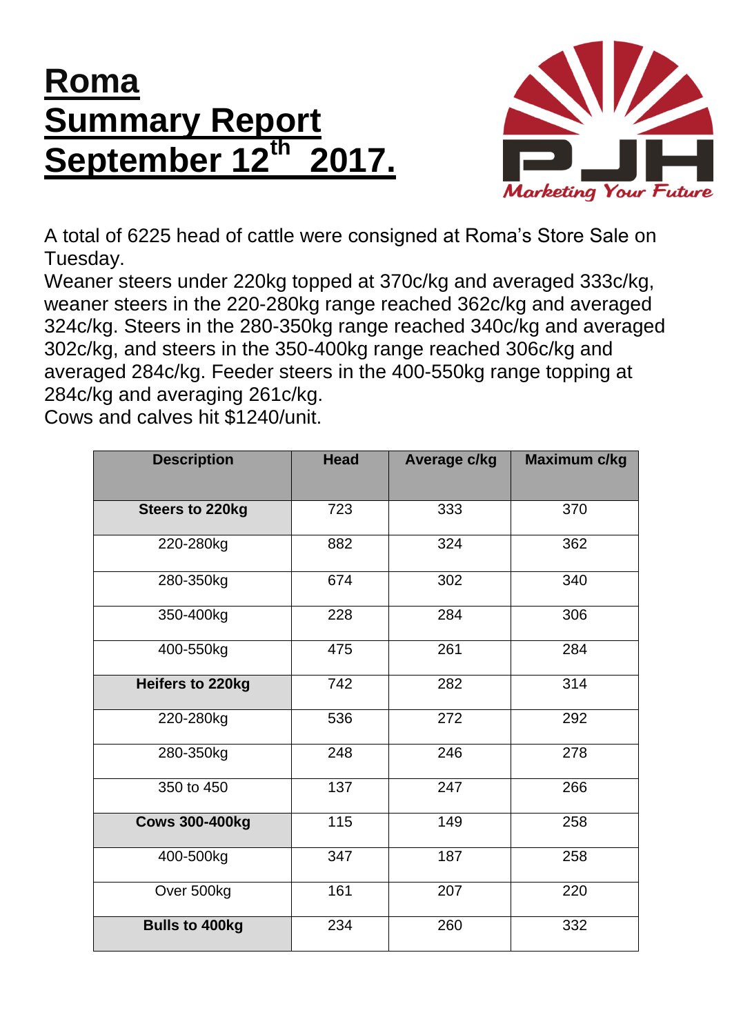# Roma Summary Report September 12th 2017.

PJH
Marketing Your Future

A total of 6225 head of cattle were consigned at Roma's Store Sale on Tuesday.

Weaner steers under 220kg topped at 370c/kg and averaged 333c/kg, weaner steers in the 220-280kg range reached 362c/kg and averaged 324c/kg. Steers in the 280-350kg range reached 340c/kg and averaged 302c/kg, and steers in the 350-400kg range reached 306c/kg and averaged 284c/kg. Feeder steers in the 400-550kg range topping at 284c/kg and averaging 261c/kg.

Cows and calves hit $1240/unit.

| Description | Head | Average c/kg | Maximum c/kg |
|---|---|---|---|
| **Steers to 220kg** | 723 | 333 | 370 |
| 220-280kg | 882 | 324 | 362 |
| 280-350kg | 674 | 302 | 340 |
| 350-400kg | 228 | 284 | 306 |
| 400-550kg | 475 | 261 | 284 |
| **Heifers to 220kg** | 742 | 282 | 314 |
| 220-280kg | 536 | 272 | 292 |
| 280-350kg | 248 | 246 | 278 |
| 350 to 450 | 137 | 247 | 266 |
| **Cows 300-400kg** | 115 | 149 | 258 |
| 400-500kg | 347 | 187 | 258 |
| Over 500kg | 161 | 207 | 220 |
| **Bulls to 400kg** | 234 | 260 | 332 |